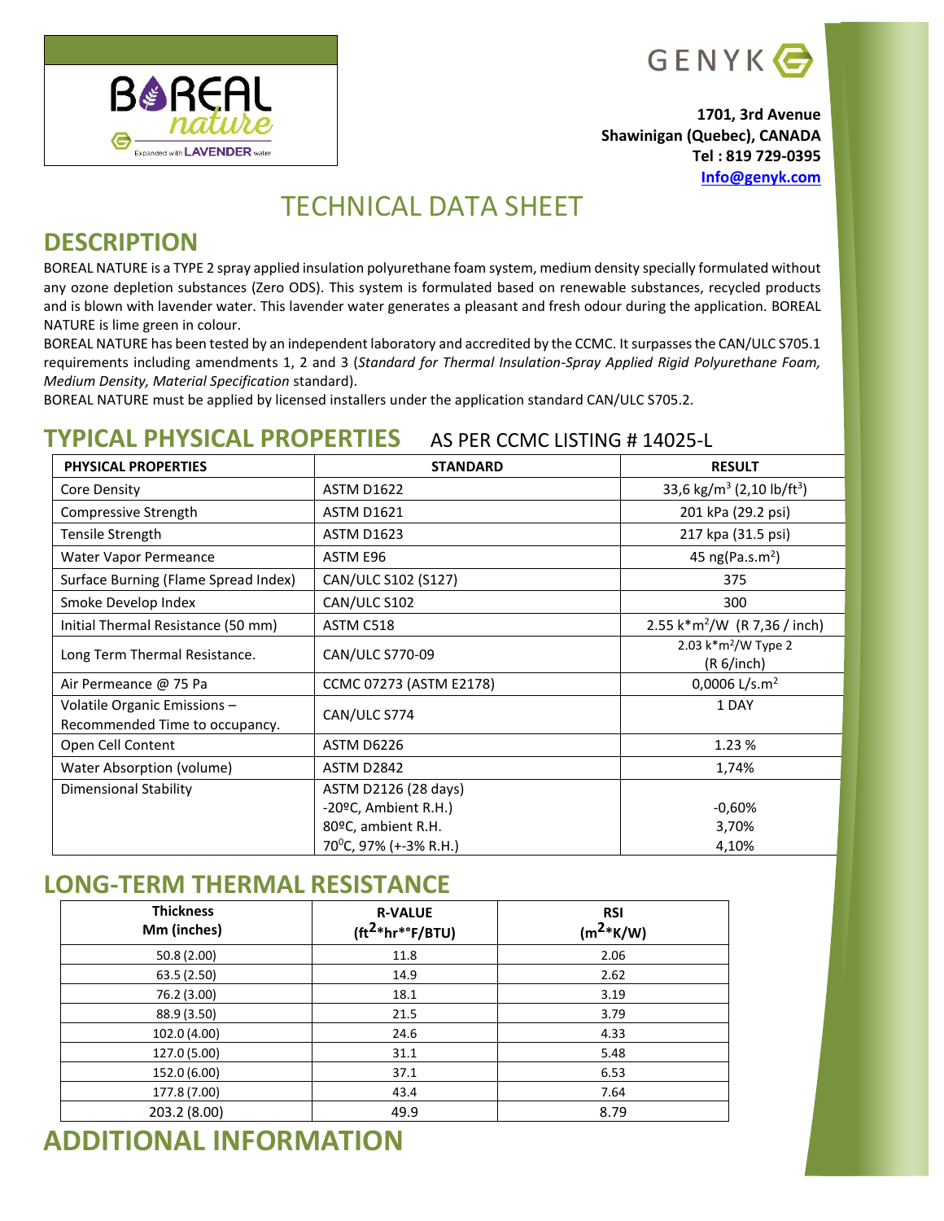BOREAL nature

Expanded with LAVENDER water

GENYK

**1701, 3rd Avenue**
**Shawinigan (Quebec), CANADA**
**Tel : 819 729-0395**
**Info@genyk.com**

# TECHNICAL DATA SHEET

## DESCRIPTION

BOREAL NATURE is a TYPE 2 spray applied insulation polyurethane foam system, medium density specially formulated without any ozone depletion substances (Zero ODS). This system is formulated based on renewable substances, recycled products and is blown with lavender water. This lavender water generates a pleasant and fresh odour during the application. BOREAL NATURE is lime green in colour.

BOREAL NATURE has been tested by an independent laboratory and accredited by the CCMC. It surpasses the CAN/ULC S705.1 requirements including amendments 1, 2 and 3 (*Standard for Thermal Insulation-Spray Applied Rigid Polyurethane Foam, Medium Density, Material Specification* standard).

BOREAL NATURE must be applied by licensed installers under the application standard CAN/ULC S705.2.

## TYPICAL PHYSICAL PROPERTIES AS PER CCMC LISTING # 14025-L

| PHYSICAL PROPERTIES | STANDARD | RESULT |
|---|---|---|
| Core Density | ASTM D1622 | 33,6 kg/m$^3$ (2,10 lb/ft$^3$) |
| Compressive Strength | ASTM D1621 | 201 kPa (29.2 psi) |
| Tensile Strength | ASTM D1623 | 217 kpa (31.5 psi) |
| Water Vapor Permeance | ASTM E96 | 45 ng(Pa.s.m$^2$) |
| Surface Burning (Flame Spread Index) | CAN/ULC S102 (S127) | 375 |
| Smoke Develop Index | CAN/ULC S102 | 300 |
| Initial Thermal Resistance (50 mm) | ASTM C518 | 2.55 k*m$^2$/W (R 7,36 / inch) |
| Long Term Thermal Resistance. | CAN/ULC S770-09 | 2.03 k*m$^2$/W Type 2 (R 6/inch) |
| Air Permeance @ 75 Pa | CCMC 07273 (ASTM E2178) | 0,0006 L/s.m$^2$ |
| Volatile Organic Emissions – Recommended Time to occupancy. | CAN/ULC S774 | 1 DAY |
| Open Cell Content | ASTM D6226 | 1.23 % |
| Water Absorption (volume) | ASTM D2842 | 1,74% |
| Dimensional Stability | ASTM D2126 (28 days) | |
| | -20ºC, Ambient R.H.) | -0,60% |
| | 80ºC, ambient R.H. | 3,70% |
| | 70$^0$C, 97% (+-3% R.H.) | 4,10% |

## LONG-TERM THERMAL RESISTANCE

| Thickness Mm (inches) | R-VALUE (ft$^2$*hr*°F/BTU) | RSI (m$^2$*K/W) |
|---|---|---|
| 50.8 (2.00) | 11.8 | 2.06 |
| 63.5 (2.50) | 14.9 | 2.62 |
| 76.2 (3.00) | 18.1 | 3.19 |
| 88.9 (3.50) | 21.5 | 3.79 |
| 102.0 (4.00) | 24.6 | 4.33 |
| 127.0 (5.00) | 31.1 | 5.48 |
| 152.0 (6.00) | 37.1 | 6.53 |
| 177.8 (7.00) | 43.4 | 7.64 |
| 203.2 (8.00) | 49.9 | 8.79 |

## ADDITIONAL INFORMATION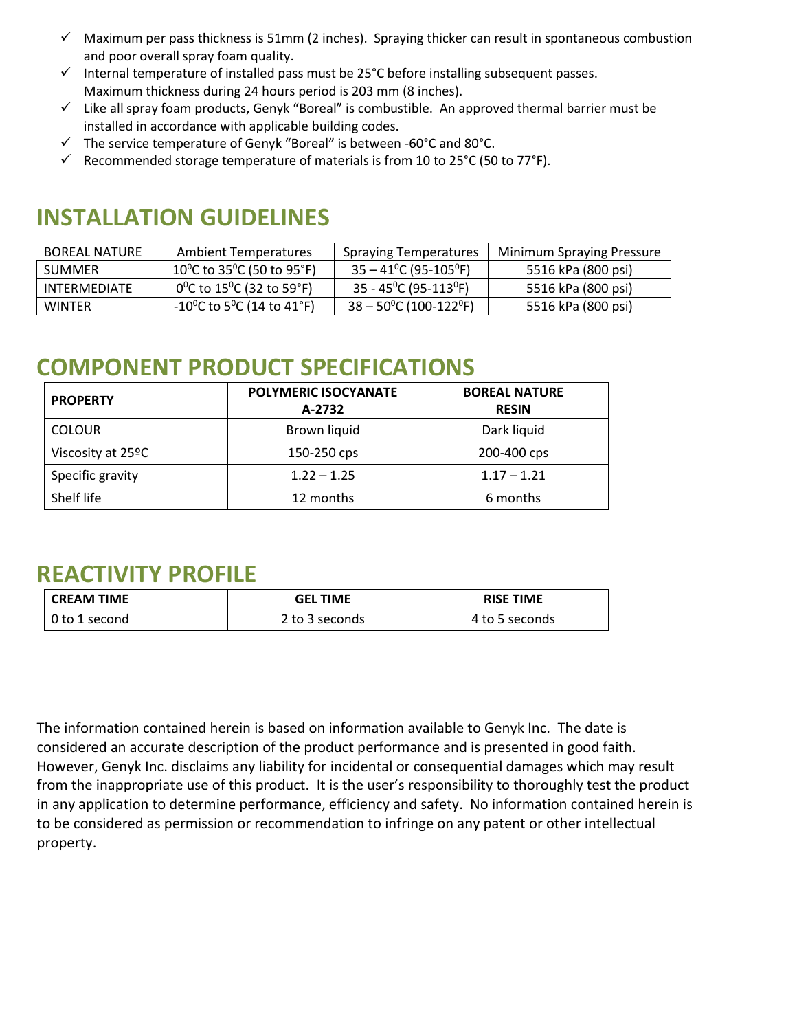- ✓ Maximum per pass thickness is 51mm (2 inches). Spraying thicker can result in spontaneous combustion and poor overall spray foam quality.
- ✓ Internal temperature of installed pass must be 25°C before installing subsequent passes. Maximum thickness during 24 hours period is 203 mm (8 inches).
- ✓ Like all spray foam products, Genyk "Boreal" is combustible. An approved thermal barrier must be installed in accordance with applicable building codes.
- ✓ The service temperature of Genyk "Boreal" is between -60°C and 80°C.
- ✓ Recommended storage temperature of materials is from 10 to 25°C (50 to 77°F).

## INSTALLATION GUIDELINES

| BOREAL NATURE | Ambient Temperatures | Spraying Temperatures | Minimum Spraying Pressure |
|---|---|---|---|
| SUMMER | 10°C to 35°C (50 to 95°F) | 35 – 41°C (95-105°F) | 5516 kPa (800 psi) |
| INTERMEDIATE | 0°C to 15°C (32 to 59°F) | 35 - 45°C (95-113°F) | 5516 kPa (800 psi) |
| WINTER | -10°C to 5°C (14 to 41°F) | 38 – 50°C (100-122°F) | 5516 kPa (800 psi) |

## COMPONENT PRODUCT SPECIFICATIONS

| PROPERTY | POLYMERIC ISOCYANATE A-2732 | BOREAL NATURE RESIN |
|---|---|---|
| COLOUR | Brown liquid | Dark liquid |
| Viscosity at 25ºC | 150-250 cps | 200-400 cps |
| Specific gravity | 1.22 – 1.25 | 1.17 – 1.21 |
| Shelf life | 12 months | 6 months |

## REACTIVITY PROFILE

| CREAM TIME | GEL TIME | RISE TIME |
|---|---|---|
| 0 to 1 second | 2 to 3 seconds | 4 to 5 seconds |

The information contained herein is based on information available to Genyk Inc. The date is considered an accurate description of the product performance and is presented in good faith. However, Genyk Inc. disclaims any liability for incidental or consequential damages which may result from the inappropriate use of this product. It is the user's responsibility to thoroughly test the product in any application to determine performance, efficiency and safety. No information contained herein is to be considered as permission or recommendation to infringe on any patent or other intellectual property.